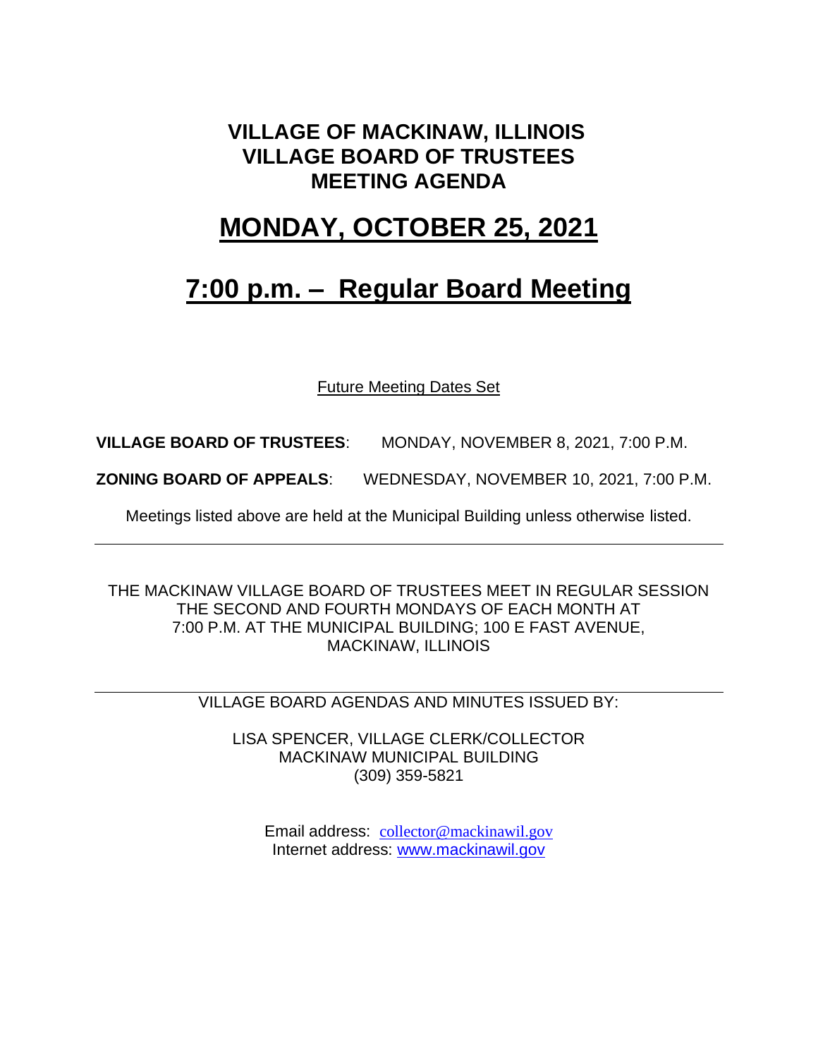# VILLAGE OF MACKINAW, ILLINOIS
# VILLAGE BOARD OF TRUSTEES
# MEETING AGENDA

# MONDAY, OCTOBER 25, 2021

# 7:00 p.m. – Regular Board Meeting

Future Meeting Dates Set

**VILLAGE BOARD OF TRUSTEES**: MONDAY, NOVEMBER 8, 2021, 7:00 P.M.

**ZONING BOARD OF APPEALS**: WEDNESDAY, NOVEMBER 10, 2021, 7:00 P.M.

Meetings listed above are held at the Municipal Building unless otherwise listed.

---

THE MACKINAW VILLAGE BOARD OF TRUSTEES MEET IN REGULAR SESSION THE SECOND AND FOURTH MONDAYS OF EACH MONTH AT 7:00 P.M. AT THE MUNICIPAL BUILDING; 100 E FAST AVENUE, MACKINAW, ILLINOIS

---

VILLAGE BOARD AGENDAS AND MINUTES ISSUED BY:

LISA SPENCER, VILLAGE CLERK/COLLECTOR
MACKINAW MUNICIPAL BUILDING
(309) 359-5821

Email address: collector@mackinawil.gov
Internet address: www.mackinawil.gov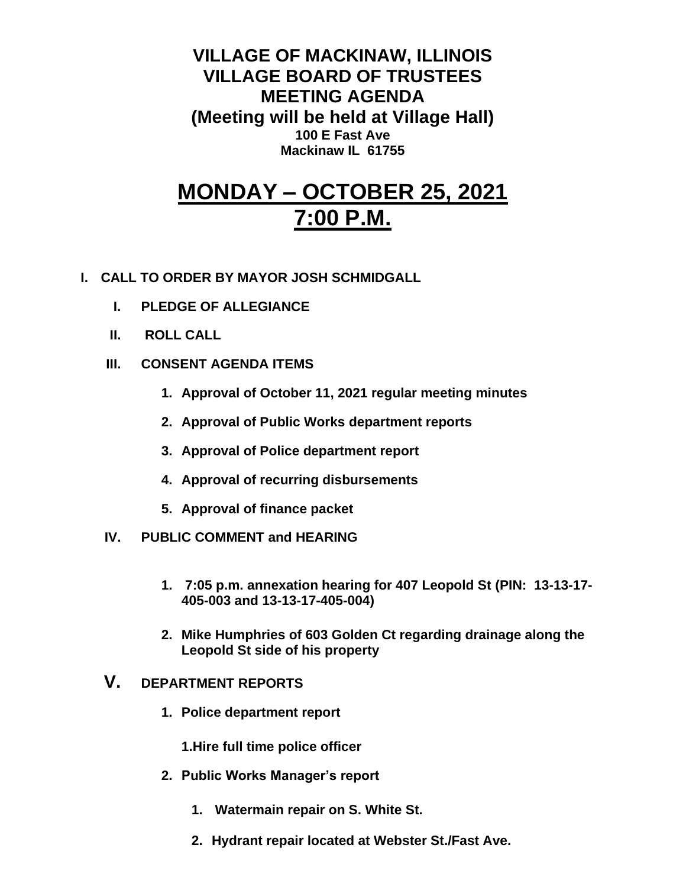# VILLAGE OF MACKINAW, ILLINOIS
# VILLAGE BOARD OF TRUSTEES
# MEETING AGENDA
## (Meeting will be held at Village Hall)
**100 E Fast Ave**
**Mackinaw IL 61755**

# MONDAY – OCTOBER 25, 2021
# 7:00 P.M.

**I. CALL TO ORDER BY MAYOR JOSH SCHMIDGALL**

- **I. PLEDGE OF ALLEGIANCE**
- **II. ROLL CALL**
- **III. CONSENT AGENDA ITEMS**
  1. **Approval of October 11, 2021 regular meeting minutes**
  2. **Approval of Public Works department reports**
  3. **Approval of Police department report**
  4. **Approval of recurring disbursements**
  5. **Approval of finance packet**
- **IV. PUBLIC COMMENT and HEARING**
  1. **7:05 p.m. annexation hearing for 407 Leopold St (PIN: 13-13-17-405-003 and 13-13-17-405-004)**
  2. **Mike Humphries of 603 Golden Ct regarding drainage along the Leopold St side of his property**
- **V. DEPARTMENT REPORTS**
  1. **Police department report**

     **1.Hire full time police officer**
  2. **Public Works Manager's report**
     1. **Watermain repair on S. White St.**
     2. **Hydrant repair located at Webster St./Fast Ave.**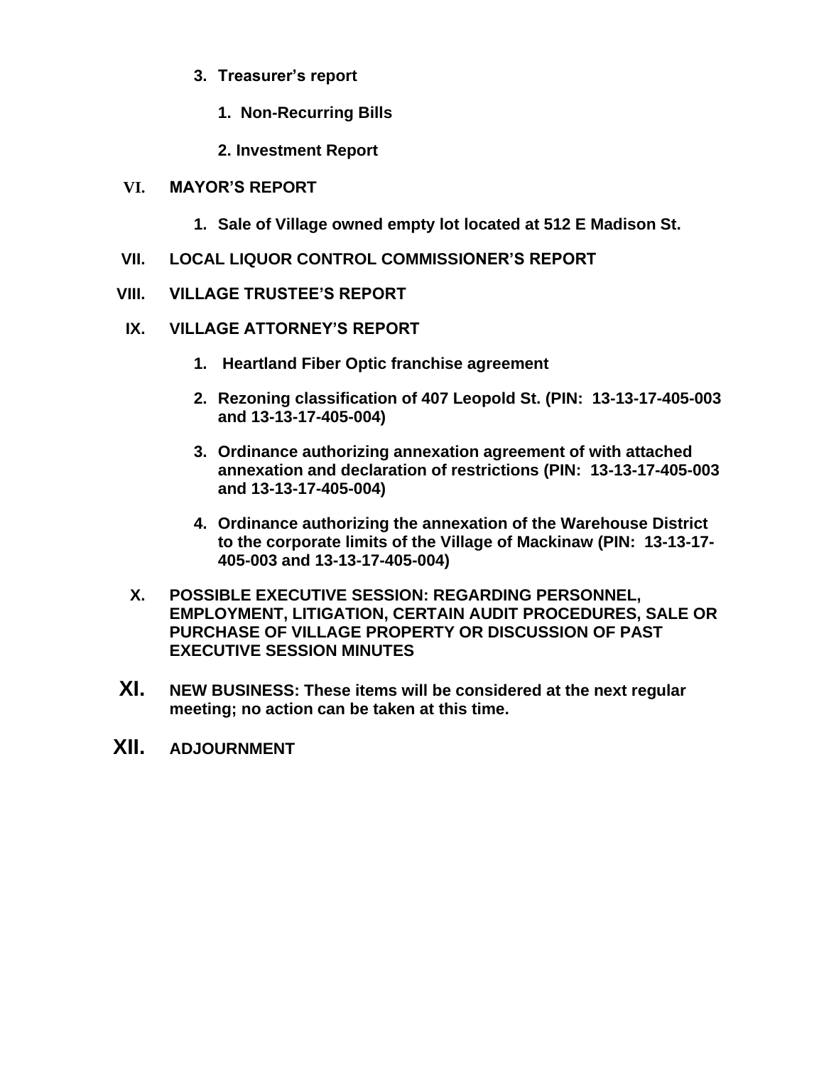3. **Treasurer's report**

    1. **Non-Recurring Bills**

    2. **Investment Report**

**VI. MAYOR'S REPORT**

1. **Sale of Village owned empty lot located at 512 E Madison St.**

**VII. LOCAL LIQUOR CONTROL COMMISSIONER'S REPORT**

**VIII. VILLAGE TRUSTEE'S REPORT**

**IX. VILLAGE ATTORNEY'S REPORT**

1. **Heartland Fiber Optic franchise agreement**

2. **Rezoning classification of 407 Leopold St. (PIN: 13-13-17-405-003 and 13-13-17-405-004)**

3. **Ordinance authorizing annexation agreement of with attached annexation and declaration of restrictions (PIN: 13-13-17-405-003 and 13-13-17-405-004)**

4. **Ordinance authorizing the annexation of the Warehouse District to the corporate limits of the Village of Mackinaw (PIN: 13-13-17-405-003 and 13-13-17-405-004)**

**X. POSSIBLE EXECUTIVE SESSION: REGARDING PERSONNEL, EMPLOYMENT, LITIGATION, CERTAIN AUDIT PROCEDURES, SALE OR PURCHASE OF VILLAGE PROPERTY OR DISCUSSION OF PAST EXECUTIVE SESSION MINUTES**

**XI. NEW BUSINESS: These items will be considered at the next regular meeting; no action can be taken at this time.**

**XII. ADJOURNMENT**